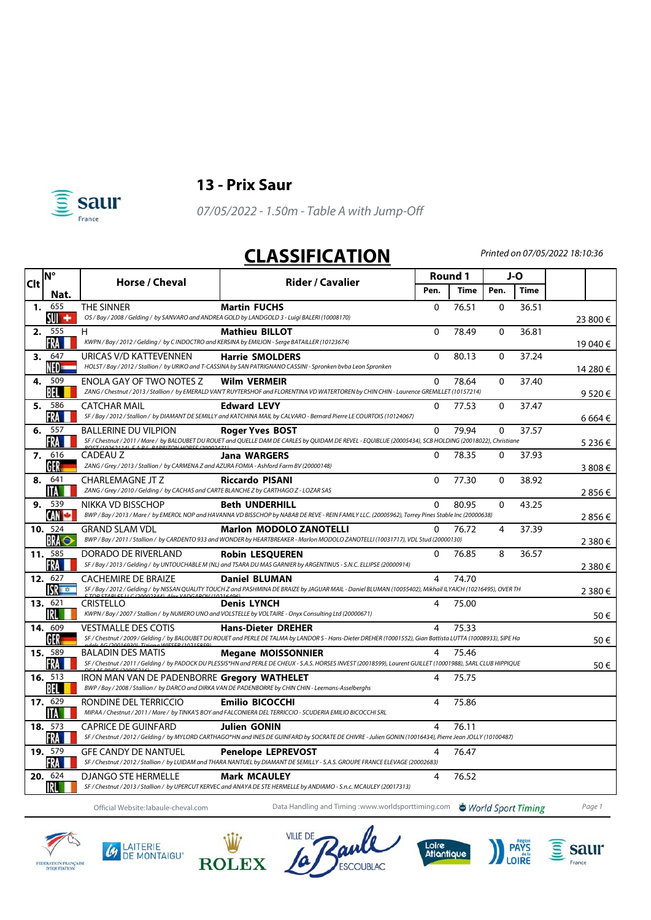# 13 - Prix Saur

*07/05/2022 - 1.50m - Table A with Jump-Off*

## CLASSIFICATION

*Printed on 07/05/2022 18:10:36*

| Clt | N° Nat. | Horse / Cheval | Rider / Cavalier | Round 1 Pen. | Round 1 Time | J-O Pen. | J-O Time | |
|---|---|---|---|---|---|---|---|---|
| 1. | 655 SUI | THE SINNER<br>*OS / Bay / 2008 / Gelding / by SANVARO and ANDREA GOLD by LANDGOLD 3 - Luigi BALERI (10008170)* | **Martin FUCHS** | 0 | 76.51 | 0 | 36.51 | 23 800 € |
| 2. | 555 FRA | H<br>*KWPN / Bay / 2012 / Gelding / by C INDOCTRO and KERSINA by EMILION - Serge BATAILLER (10123674)* | **Mathieu BILLOT** | 0 | 78.49 | 0 | 36.81 | 19 040 € |
| 3. | 647 NED | URICAS V/D KATTEVENNEN<br>*HOLST / Bay / 2012 / Stallion / by URIKO and T-CASSINA by SAN PATRIGNANO CASSINI - Spronken bvba Leon Spronken* | **Harrie SMOLDERS** | 0 | 80.13 | 0 | 37.24 | 14 280 € |
| 4. | 509 BEL | ENOLA GAY OF TWO NOTES Z<br>*ZANG / Chestnut / 2013 / Stallion / by EMERALD VAN'T RUYTERSHOF and FLORENTINA VD WATERTOREN by CHIN CHIN - Laurence GREMILLET (10157214)* | **Wilm VERMEIR** | 0 | 78.64 | 0 | 37.40 | 9 520 € |
| 5. | 586 FRA | CATCHAR MAIL<br>*SF / Bay / 2012 / Stallion / by DIAMANT DE SEMILLY and KATCHINA MAIL by CALVARO - Bernard Pierre LE COURTOIS (10124067)* | **Edward LEVY** | 0 | 77.53 | 0 | 37.47 | 6 664 € |
| 6. | 557 FRA | BALLERINE DU VILPION<br>*SF / Chestnut / 2011 / Mare / by BALOUBET DU ROUET and QUELLE DAM DE CARLES by QUIDAM DE REVEL - EQUIBLUE (20005434), SCB HOLDING (20018022), Christiane BOST (10262114), E.A.R.L. BARBIZON HORSE (20003471)* | **Roger Yves BOST** | 0 | 79.94 | 0 | 37.57 | 5 236 € |
| 7. | 616 GER | CADEAU Z<br>*ZANG / Grey / 2013 / Stallion / by CARMENA Z and AZURA FOMIA - Ashford Farm BV (20000148)* | **Jana WARGERS** | 0 | 78.35 | 0 | 37.93 | 3 808 € |
| 8. | 641 ITA | CHARLEMAGNE JT Z<br>*ZANG / Grey / 2010 / Gelding / by CACHAS and CARTE BLANCHE Z by CARTHAGO Z - LOZAR SAS* | **Riccardo PISANI** | 0 | 77.30 | 0 | 38.92 | 2 856 € |
| 9. | 539 CAN | NIKKA VD BISSCHOP<br>*BWP / Bay / 2013 / Mare / by EMEROL NOP and HAVANNA VD BISSCHOP by NABAB DE REVE - REIN FAMILY LLC. (20005962), Torrey Pines Stable Inc (20000638)* | **Beth UNDERHILL** | 0 | 80.95 | 0 | 43.25 | 2 856 € |
| 10. | 524 BRA | GRAND SLAM VDL<br>*BWP / Bay / 2011 / Stallion / by CARDENTO 933 and WONDER by HEARTBREAKER - Marlon MODOLO ZANOTELLI (10031717), VDL Stud (20000130)* | **Marlon MODOLO ZANOTELLI** | 0 | 76.72 | 4 | 37.39 | 2 380 € |
| 11. | 585 FRA | DORADO DE RIVERLAND<br>*SF / Bay / 2013 / Gelding / by UNTOUCHABLE M (NL) and TSARA DU MAS GARNIER by ARGENTINUS - S.N.C. ELLIPSE (20000914)* | **Robin LESQUEREN** | 0 | 76.85 | 8 | 36.57 | 2 380 € |
| 12. | 627 ISR | CACHEMIRE DE BRAIZE<br>*SF / Bay / 2012 / Gelding / by NISSAN QUALITY TOUCH Z and PASHMINA DE BRAIZE by JAGUAR MAIL - Daniel BLUMAN (10055402), Mikhail ILYAICH (10216495), OVER TH E TOP STABLES LLC (20002344), Alex YADGAROV (10216496)* | **Daniel BLUMAN** | 4 | 74.70 | | | 2 380 € |
| 13. | 621 IRL | CRISTELLO<br>*KWPN / Bay / 2007 / Stallion / by NUMERO UNO and VOLSTELLE by VOLTAIRE - Onyx Consulting Ltd (20000671)* | **Denis LYNCH** | 4 | 75.00 | | | 50 € |
| 14. | 609 GER | VESTMALLE DES COTIS<br>*SF / Chestnut / 2009 / Gelding / by BALOUBET DU ROUET and PERLE DE TALMA by LANDOR S - Hans-Dieter DREHER (10001552), Gian Battista LUTTA (10008933), SIPE Ha ndels AG (20016920), Tiziana WIESER (10215859)* | **Hans-Dieter DREHER** | 4 | 75.33 | | | 50 € |
| 15. | 589 FRA | BALADIN DES MATIS<br>*SF / Chestnut / 2011 / Gelding / by PADOCK DU PLESSIS*HN and PERLE DE CHEUX - S.A.S. HORSES INVEST (20018599), Laurent GUILLET (10001988), SARL CLUB HIPPIQUE DE LAS PRISE (20005316)* | **Megane MOISSONNIER** | 4 | 75.46 | | | 50 € |
| 16. | 513 BEL | IRON MAN VAN DE PADENBORRE<br>*BWP / Bay / 2008 / Stallion / by DARCO and DIRKA VAN DE PADENBORRE by CHIN CHIN - Leemans-Asselberghs* | **Gregory WATHELET** | 4 | 75.75 | | | |
| 17. | 629 ITA | RONDINE DEL TERRICCIO<br>*MIPAA / Chestnut / 2011 / Mare / by TINKA'S BOY and FALCONIERA DEL TERRICCIO - SCUDERIA EMILIO BICOCCHI SRL* | **Emilio BICOCCHI** | 4 | 75.86 | | | |
| 18. | 573 FRA | CAPRICE DE GUINFARD<br>*SF / Chestnut / 2012 / Gelding / by MYLORD CARTHAGO*HN and INES DE GUINFARD by SOCRATE DE CHIVRE - Julien GONIN (10016434), Pierre Jean JOLLY (10100487)* | **Julien GONIN** | 4 | 76.11 | | | |
| 19. | 579 FRA | GFE CANDY DE NANTUEL<br>*SF / Chestnut / 2012 / Stallion / by LUIDAM and THARA NANTUEL by DIAMANT DE SEMILLY - S.A.S. GROUPE FRANCE ELEVAGE (20002683)* | **Penelope LEPREVOST** | 4 | 76.47 | | | |
| 20. | 624 IRL | DJANGO STE HERMELLE<br>*SF / Chestnut / 2013 / Stallion / by UPERCUT KERVEC and ANAYA DE STE HERMELLE by ANDIAMO - S.n.c. MCAULEY (20017313)* | **Mark MCAULEY** | 4 | 76.52 | | | |

Official Website: labaule-cheval.com — Data Handling and Timing : www.worldsporttiming.com — World Sport Timing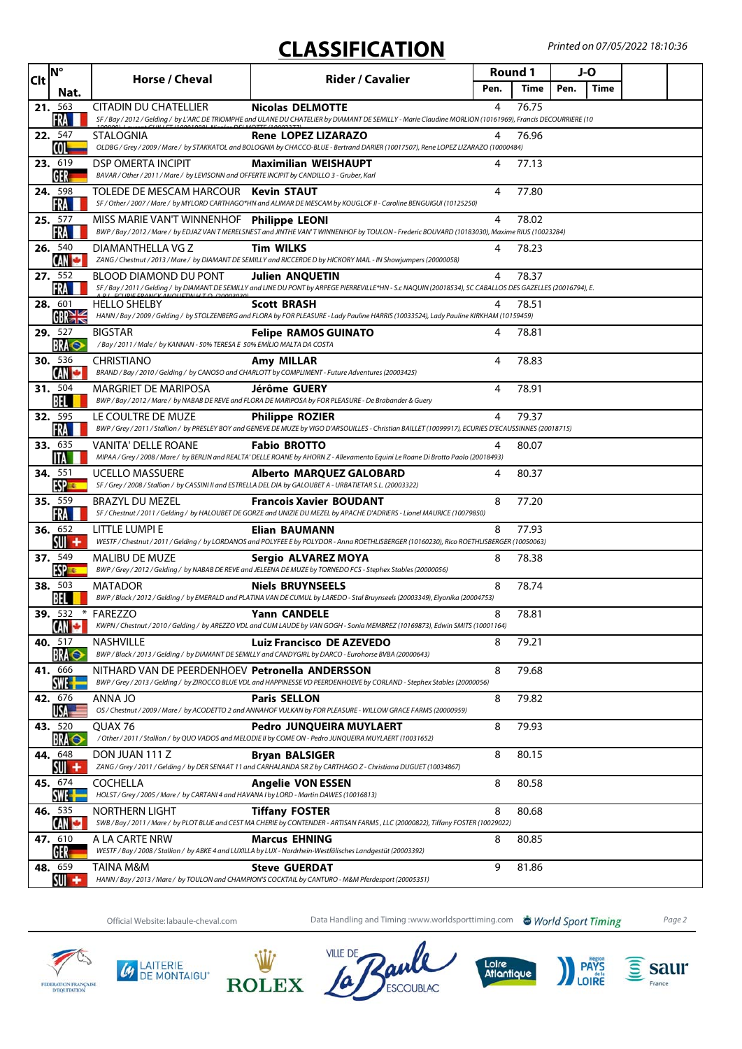# CLASSIFICATION

*Printed on 07/05/2022 18:10:36*

| Clt | N° Nat. | Horse / Cheval | Rider / Cavalier | Round 1 Pen. | Round 1 Time | J-O Pen. | J-O Time |
|---|---|---|---|---|---|---|---|
| 21. | 563 FRA | CITADIN DU CHATELLIER<br>*SF / Bay / 2012 / Gelding / by L'ARC DE TRIOMPHE and ULANE DU CHATELIER by DIAMANT DE SEMILLY - Marie Claudine MORLION (10161969), Francis DECOURRIERE (10* | **Nicolas DELMOTTE** | 4 | 76.75 | | |
| 22. | 547 COL | STALOGNIA<br>*OLDBG / Grey / 2009 / Mare / by STAKKATOL and BOLOGNIA by CHACCO-BLUE - Bertrand DARIER (10017507), Rene LOPEZ LIZARAZO (10000484)* | **Rene LOPEZ LIZARAZO** | 4 | 76.96 | | |
| 23. | 619 GER | DSP OMERTA INCIPIT<br>*BAVAR / Other / 2011 / Mare / by LEVISONN and OFFERTE INCIPIT by CANDILLO 3 - Gruber, Karl* | **Maximilian WEISHAUPT** | 4 | 77.13 | | |
| 24. | 598 FRA | TOLEDE DE MESCAM HARCOUR<br>*SF / Other / 2007 / Mare / by MYLORD CARTHAGO*HN and ALIMAR DE MESCAM by KOUGLOF II - Caroline BENGUIGUI (10125250)* | **Kevin STAUT** | 4 | 77.80 | | |
| 25. | 577 FRA | MISS MARIE VAN'T WINNENHOF<br>*BWP / Bay / 2012 / Mare / by EDJAZ VAN T MERELSNEST and JINTHE VAN' T WINNENHOF by TOULON - Frederic BOUVARD (10183030), Maxime RIUS (10023284)* | **Philippe LEONI** | 4 | 78.02 | | |
| 26. | 540 CAN | DIAMANTHELLA VG Z<br>*ZANG / Chestnut / 2013 / Mare / by DIAMANT DE SEMILLY and RICCERDE D by HICKORY MAIL - IN Showjumpers (20000058)* | **Tim WILKS** | 4 | 78.23 | | |
| 27. | 552 FRA | BLOOD DIAMOND DU PONT<br>*SF / Bay / 2011 / Gelding / by DIAMANT DE SEMILLY and LINE DU PONT by ARPEGE PIERREVILLE*HN - S.c NAQUIN (20018534), SC CABALLOS DES GAZELLES (20016794), E.* | **Julien ANQUETIN** | 4 | 78.37 | | |
| 28. | 601 GBR | HELLO SHELBY<br>*HANN / Bay / 2009 / Gelding / by STOLZENBERG and FLORA by FOR PLEASURE - Lady Pauline HARRIS (10033524), Lady Pauline KIRKHAM (10159459)* | **Scott BRASH** | 4 | 78.51 | | |
| 29. | 527 BRA | BIGSTAR<br>*/ Bay / 2011 / Male / by KANNAN - 50% TERESA E 50% EMÍLIO MALTA DA COSTA* | **Felipe RAMOS GUINATO** | 4 | 78.81 | | |
| 30. | 536 CAN | CHRISTIANO<br>*BRAND / Bay / 2010 / Gelding / by CANOSO and CHARLOTT by COMPLIMENT - Future Adventures (20003425)* | **Amy MILLAR** | 4 | 78.83 | | |
| 31. | 504 BEL | MARGRIET DE MARIPOSA<br>*BWP / Bay / 2012 / Mare / by NABAB DE REVE and FLORA DE MARIPOSA by FOR PLEASURE - De Brabander & Guery* | **Jérôme GUERY** | 4 | 78.91 | | |
| 32. | 595 FRA | LE COULTRE DE MUZE<br>*BWP / Grey / 2011 / Stallion / by PRESLEY BOY and GENEVE DE MUZE by VIGO D'ARSOUILLES - Christian BAILLET (10099917), ECURIES D'ECAUSSINNES (20018715)* | **Philippe ROZIER** | 4 | 79.37 | | |
| 33. | 635 ITA | VANITA' DELLE ROANE<br>*MIPAA / Grey / 2008 / Mare / by BERLIN and REALTA' DELLE ROANE by AHORN Z - Allevamento Equini Le Roane Di Brotto Paolo (20018493)* | **Fabio BROTTO** | 4 | 80.07 | | |
| 34. | 551 ESP | UCELLO MASSUERE<br>*SF / Grey / 2008 / Stallion / by CASSINI II and ESTRELLA DEL DIA by GALOUBET A - URBATIETAR S.L. (20003322)* | **Alberto MARQUEZ GALOBARD** | 4 | 80.37 | | |
| 35. | 559 FRA | BRAZYL DU MEZEL<br>*SF / Chestnut / 2011 / Gelding / by HALOUBET DE GORZE and UNIZIE DU MEZEL by APACHE D'ADRIERS - Lionel MAURICE (10079850)* | **Francois Xavier BOUDANT** | 8 | 77.20 | | |
| 36. | 652 SUI | LITTLE LUMPI E<br>*WESTF / Chestnut / 2011 / Gelding / by LORDANOS and POLYFEE E by POLYDOR - Anna ROETHLISBERGER (10160230), Rico ROETHLISBERGER (10050063)* | **Elian BAUMANN** | 8 | 77.93 | | |
| 37. | 549 ESP | MALIBU DE MUZE<br>*BWP / Grey / 2012 / Gelding / by NABAB DE REVE and JELEENA DE MUZE by TORNEDO FCS - Stephex Stables (20000056)* | **Sergio ALVAREZ MOYA** | 8 | 78.38 | | |
| 38. | 503 BEL | MATADOR<br>*BWP / Black / 2012 / Gelding / by EMERALD and PLATINA VAN DE CUMUL by LAREDO - Stal Bruynseels (20003349), Elyonika (20004753)* | **Niels BRUYNSEELS** | 8 | 78.74 | | |
| 39. | 532 * CAN | FAREZZO<br>*KWPN / Chestnut / 2010 / Gelding / by AREZZO VDL and CUM LAUDE by VAN GOGH - Sonia MEMBREZ (10169873), Edwin SMITS (10001164)* | **Yann CANDELE** | 8 | 78.81 | | |
| 40. | 517 BRA | NASHVILLE<br>*BWP / Black / 2013 / Gelding / by DIAMANT DE SEMILLY and CANDYGIRL by DARCO - Eurohorse BVBA (20000643)* | **Luiz Francisco DE AZEVEDO** | 8 | 79.21 | | |
| 41. | 666 SWE | NITHARD VAN DE PEERDENHOEV<br>*BWP / Grey / 2013 / Gelding / by ZIROCCO BLUE VDL and HAPPINESSE VD PEERDENHOEVE by CORLAND - Stephex Stables (20000056)* | **Petronella ANDERSSON** | 8 | 79.68 | | |
| 42. | 676 USA | ANNA JO<br>*OS / Chestnut / 2009 / Mare / by ACODETTO 2 and ANNAHOF VULKAN by FOR PLEASURE - WILLOW GRACE FARMS (20000959)* | **Paris SELLON** | 8 | 79.82 | | |
| 43. | 520 BRA | QUAX 76<br>*/ Other / 2011 / Stallion / by QUO VADOS and MELODIE II by COME ON - Pedro JUNQUEIRA MUYLAERT (10031652)* | **Pedro JUNQUEIRA MUYLAERT** | 8 | 79.93 | | |
| 44. | 648 SUI | DON JUAN 111 Z<br>*ZANG / Grey / 2011 / Gelding / by DER SENAAT 11 and CARHALANDA SR Z by CARTHAGO Z - Christiana DUGUET (10034867)* | **Bryan BALSIGER** | 8 | 80.15 | | |
| 45. | 674 SWE | COCHELLA<br>*HOLST / Grey / 2005 / Mare / by CARTANI 4 and HAVANA I by LORD - Martin DAWES (10016813)* | **Angelie VON ESSEN** | 8 | 80.58 | | |
| 46. | 535 CAN | NORTHERN LIGHT<br>*SWB / Bay / 2011 / Mare / by PLOT BLUE and CEST MA CHERIE by CONTENDER - ARTISAN FARMS , LLC (20000822), Tiffany FOSTER (10029022)* | **Tiffany FOSTER** | 8 | 80.68 | | |
| 47. | 610 GER | A LA CARTE NRW<br>*WESTF / Bay / 2008 / Stallion / by ABKE 4 and LUXILLA by LUX - Nordrhein-Westfälisches Landgestüt (20003392)* | **Marcus EHNING** | 8 | 80.85 | | |
| 48. | 659 SUI | TAINA M&M<br>*HANN / Bay / 2013 / Mare / by TOULON and CHAMPION'S COCKTAIL by CANTURO - M&M Pferdesport (20005351)* | **Steve GUERDAT** | 9 | 81.86 | | |

Official Website: labaule-cheval.com — Data Handling and Timing : www.worldsporttiming.com — World Sport Timing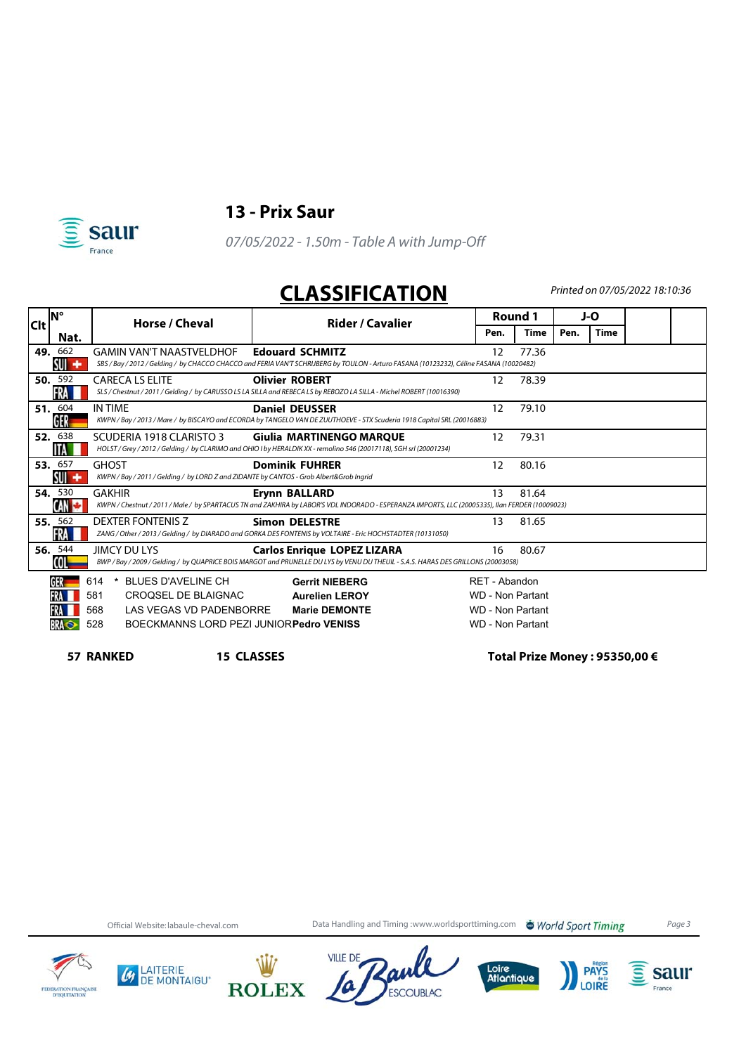# 13 - Prix Saur

*07/05/2022 - 1.50m - Table A with Jump-Off*

## CLASSIFICATION

*Printed on 07/05/2022 18:10:36*

| Clt | N° / Nat. | Horse / Cheval | Rider / Cavalier | Round 1 Pen. | Round 1 Time | J-O Pen. | J-O Time |
|---|---|---|---|---|---|---|---|
| 49. | 662 SUI | GAMIN VAN'T NAASTVELDHOF<br>*SBS / Bay / 2012 / Gelding / by CHACCO CHACCO and FERIA VAN'T SCHRIJBERG by TOULON - Arturo FASANA (10123232), Céline FASANA (10020482)* | **Edouard SCHMITZ** | 12 | 77.36 | | |
| 50. | 592 FRA | CARECA LS ELITE<br>*SLS / Chestnut / 2011 / Gelding / by CARUSSO LS LA SILLA and REBECA LS by REBOZO LA SILLA - Michel ROBERT (10016390)* | **Olivier ROBERT** | 12 | 78.39 | | |
| 51. | 604 GER | IN TIME<br>*KWPN / Bay / 2013 / Mare / by BISCAYO and ECORDA by TANGELO VAN DE ZUUTHOEVE - STX Scuderia 1918 Capital SRL (20016883)* | **Daniel DEUSSER** | 12 | 79.10 | | |
| 52. | 638 ITA | SCUDERIA 1918 CLARISTO 3<br>*HOLST / Grey / 2012 / Gelding / by CLARIMO and OHIO I by HERALDIK XX - remolino 546 (20017118), SGH srl (20001234)* | **Giulia MARTINENGO MARQUE** | 12 | 79.31 | | |
| 53. | 657 SUI | GHOST<br>*KWPN / Bay / 2011 / Gelding / by LORD Z and ZIDANTE by CANTOS - Grob Albert&Grob Ingrid* | **Dominik FUHRER** | 12 | 80.16 | | |
| 54. | 530 CAN | GAKHIR<br>*KWPN / Chestnut / 2011 / Male / by SPARTACUS TN and ZAKHIRA by LABOR'S VDL INDORADO - ESPERANZA IMPORTS, LLC (20005335), Ilan FERDER (10009023)* | **Erynn BALLARD** | 13 | 81.64 | | |
| 55. | 562 FRA | DEXTER FONTENIS Z<br>*ZANG / Other / 2013 / Gelding / by DIARADO and GORKA DES FONTENIS by VOLTAIRE - Eric HOCHSTADTER (10131050)* | **Simon DELESTRE** | 13 | 81.65 | | |
| 56. | 544 COL | JIMCY DU LYS<br>*BWP / Bay / 2009 / Gelding / by QUAPRICE BOIS MARGOT and PRUNELLE DU LYS by VENU DU THEUIL - S.A.S. HARAS DES GRILLONS (20003058)* | **Carlos Enrique LOPEZ LIZARA** | 16 | 80.67 | | |

| Nat. | N° | Horse / Cheval | Rider / Cavalier | Status |
|---|---|---|---|---|
| GER | 614 | * BLUES D'AVELINE CH | **Gerrit NIEBERG** | RET - Abandon |
| FRA | 581 | CROQSEL DE BLAIGNAC | **Aurelien LEROY** | WD - Non Partant |
| FRA | 568 | LAS VEGAS VD PADENBORRE | **Marie DEMONTE** | WD - Non Partant |
| BRA | 528 | BOECKMANNS LORD PEZI JUNIOR | **Pedro VENISS** | WD - Non Partant |

**57 RANKED** **15 CLASSES** **Total Prize Money : 95350,00 €**

Official Website: labaule-cheval.com Data Handling and Timing : www.worldsporttiming.com World Sport Timing